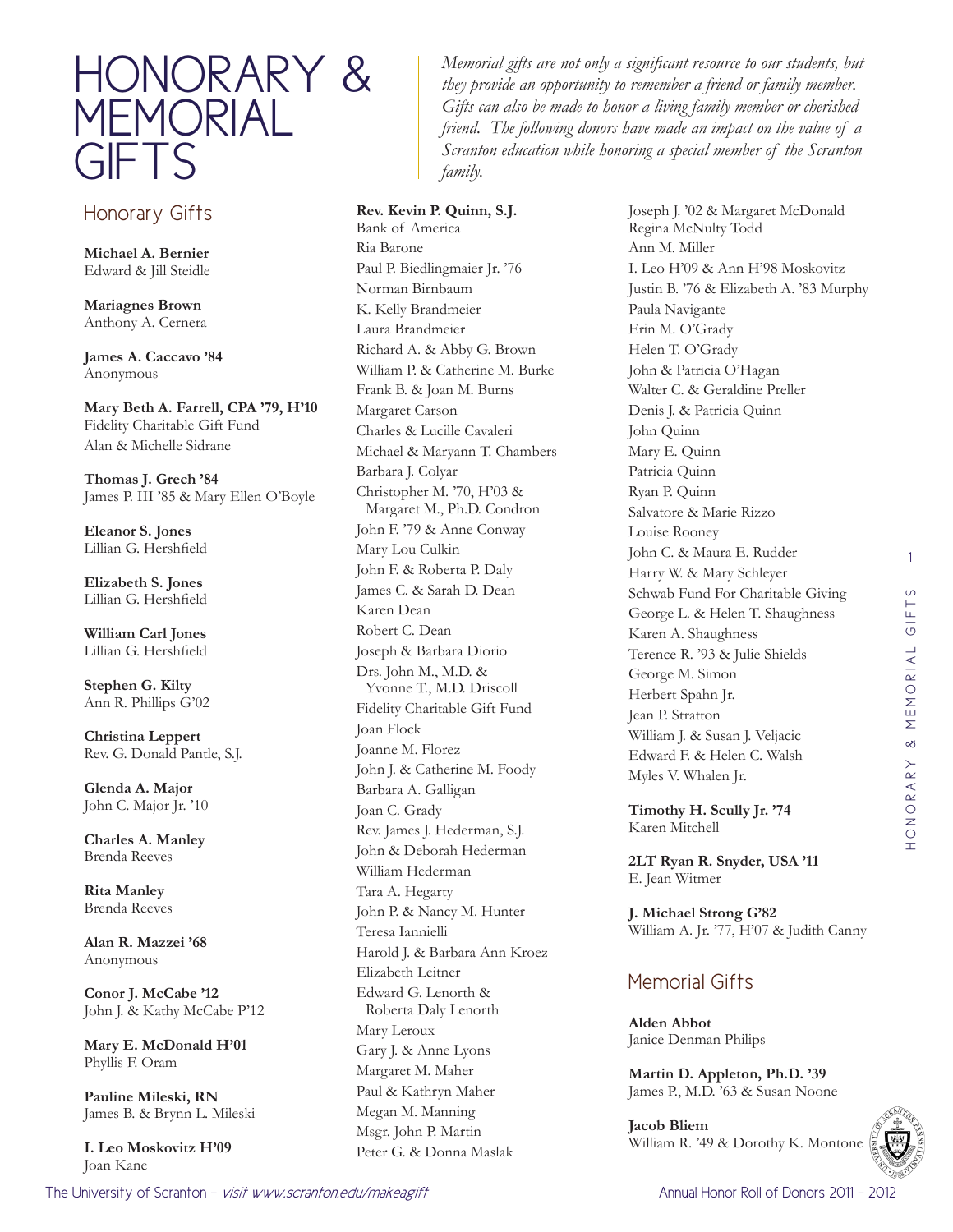# HONORARY & MEMORIAL GIFTS

*Memorial gifts are not only a significant resource to our students, but they provide an opportunity to remember a friend or family member. Gifts can also be made to honor a living family member or cherished friend. The following donors have made an impact on the value of a Scranton education while honoring a special member of the Scranton family.*

## Honorary Gifts

**Michael A. Bernier**
Edward & Jill Steidle

**Mariagnes Brown**
Anthony A. Cernera

**James A. Caccavo '84**
Anonymous

**Mary Beth A. Farrell, CPA '79, H'10**
Fidelity Charitable Gift Fund
Alan & Michelle Sidrane

**Thomas J. Grech '84**
James P. III '85 & Mary Ellen O'Boyle

**Eleanor S. Jones**
Lillian G. Hershfield

**Elizabeth S. Jones**
Lillian G. Hershfield

**William Carl Jones**
Lillian G. Hershfield

**Stephen G. Kilty**
Ann R. Phillips G'02

**Christina Leppert**
Rev. G. Donald Pantle, S.J.

**Glenda A. Major**
John C. Major Jr. '10

**Charles A. Manley**
Brenda Reeves

**Rita Manley**
Brenda Reeves

**Alan R. Mazzei '68**
Anonymous

**Conor J. McCabe '12**
John J. & Kathy McCabe P'12

**Mary E. McDonald H'01**
Phyllis F. Oram

**Pauline Mileski, RN**
James B. & Brynn L. Mileski

**I. Leo Moskovitz H'09**
Joan Kane

**Rev. Kevin P. Quinn, S.J.**
Bank of America
Ria Barone
Paul P. Biedlingmaier Jr. '76
Norman Birnbaum
K. Kelly Brandmeier
Laura Brandmeier
Richard A. & Abby G. Brown
William P. & Catherine M. Burke
Frank B. & Joan M. Burns
Margaret Carson
Charles & Lucille Cavaleri
Michael & Maryann T. Chambers
Barbara J. Colyar
Christopher M. '70, H'03 & Margaret M., Ph.D. Condron
John F. '79 & Anne Conway
Mary Lou Culkin
John F. & Roberta P. Daly
James C. & Sarah D. Dean
Karen Dean
Robert C. Dean
Joseph & Barbara Diorio
Drs. John M., M.D. & Yvonne T., M.D. Driscoll
Fidelity Charitable Gift Fund
Joan Flock
Joanne M. Florez
John J. & Catherine M. Foody
Barbara A. Galligan
Joan C. Grady
Rev. James J. Hederman, S.J.
John & Deborah Hederman
William Hederman
Tara A. Hegarty
John P. & Nancy M. Hunter
Teresa Iannielli
Harold J. & Barbara Ann Kroez
Elizabeth Leitner
Edward G. Lenorth & Roberta Daly Lenorth
Mary Leroux
Gary J. & Anne Lyons
Margaret M. Maher
Paul & Kathryn Maher
Megan M. Manning
Msgr. John P. Martin
Peter G. & Donna Maslak
Joseph J. '02 & Margaret McDonald
Regina McNulty Todd
Ann M. Miller
I. Leo H'09 & Ann H'98 Moskovitz
Justin B. '76 & Elizabeth A. '83 Murphy
Paula Navigante
Erin M. O'Grady
Helen T. O'Grady
John & Patricia O'Hagan
Walter C. & Geraldine Preller
Denis J. & Patricia Quinn
John Quinn
Mary E. Quinn
Patricia Quinn
Ryan P. Quinn
Salvatore & Marie Rizzo
Louise Rooney
John C. & Maura E. Rudder
Harry W. & Mary Schleyer
Schwab Fund For Charitable Giving
George L. & Helen T. Shaughness
Karen A. Shaughness
Terence R. '93 & Julie Shields
George M. Simon
Herbert Spahn Jr.
Jean P. Stratton
William J. & Susan J. Veljacic
Edward F. & Helen C. Walsh
Myles V. Whalen Jr.

**Timothy H. Scully Jr. '74**
Karen Mitchell

**2LT Ryan R. Snyder, USA '11**
E. Jean Witmer

**J. Michael Strong G'82**
William A. Jr. '77, H'07 & Judith Canny

## Memorial Gifts

**Alden Abbot**
Janice Denman Philips

**Martin D. Appleton, Ph.D. '39**
James P., M.D. '63 & Susan Noone

**Jacob Bliem**
William R. '49 & Dorothy K. Montone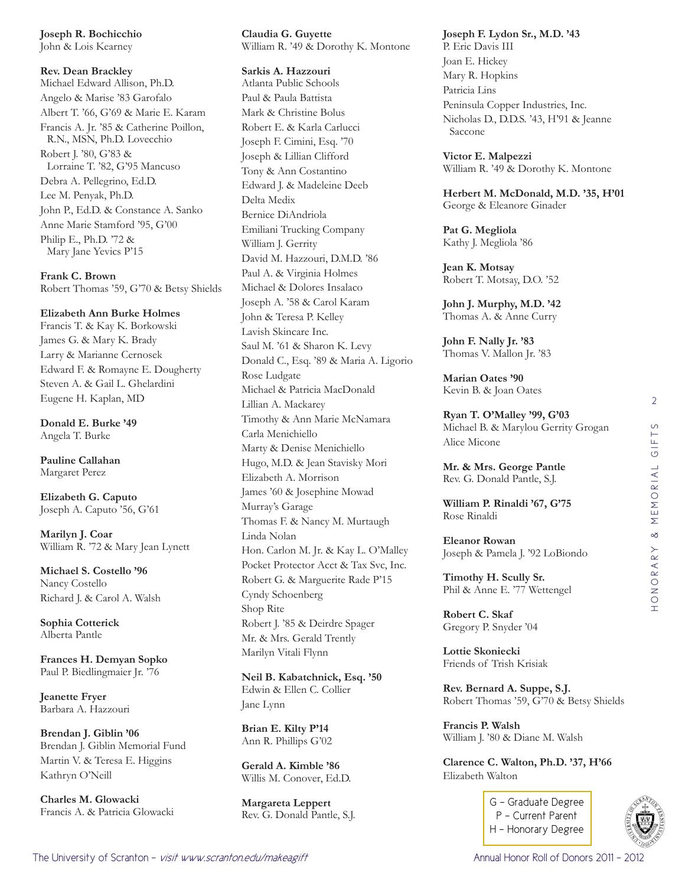**Joseph R. Bochicchio**
John & Lois Kearney

**Rev. Dean Brackley**
Michael Edward Allison, Ph.D.
Angelo & Marise '83 Garofalo
Albert T. '66, G'69 & Marie E. Karam
Francis A. Jr. '85 & Catherine Poillon, R.N., MSN, Ph.D. Lovecchio
Robert J. '80, G'83 & Lorraine T. '82, G'95 Mancuso
Debra A. Pellegrino, Ed.D.
Lee M. Penyak, Ph.D.
John P., Ed.D. & Constance A. Sanko
Anne Marie Stamford '95, G'00
Philip E., Ph.D. '72 & Mary Jane Yevics P'15

**Frank C. Brown**
Robert Thomas '59, G'70 & Betsy Shields

**Elizabeth Ann Burke Holmes**
Francis T. & Kay K. Borkowski
James G. & Mary K. Brady
Larry & Marianne Cernosek
Edward F. & Romayne E. Dougherty
Steven A. & Gail L. Ghelardini
Eugene H. Kaplan, MD

**Donald E. Burke '49**
Angela T. Burke

**Pauline Callahan**
Margaret Perez

**Elizabeth G. Caputo**
Joseph A. Caputo '56, G'61

**Marilyn J. Coar**
William R. '72 & Mary Jean Lynett

**Michael S. Costello '96**
Nancy Costello
Richard J. & Carol A. Walsh

**Sophia Cotterick**
Alberta Pantle

**Frances H. Demyan Sopko**
Paul P. Biedlingmaier Jr. '76

**Jeanette Fryer**
Barbara A. Hazzouri

**Brendan J. Giblin '06**
Brendan J. Giblin Memorial Fund
Martin V. & Teresa E. Higgins
Kathryn O'Neill

**Charles M. Glowacki**
Francis A. & Patricia Glowacki

**Claudia G. Guyette**
William R. '49 & Dorothy K. Montone

**Sarkis A. Hazzouri**
Atlanta Public Schools
Paul & Paula Battista
Mark & Christine Bolus
Robert E. & Karla Carlucci
Joseph F. Cimini, Esq. '70
Joseph & Lillian Clifford
Tony & Ann Costantino
Edward J. & Madeleine Deeb
Delta Medix
Bernice DiAndriola
Emiliani Trucking Company
William J. Gerrity
David M. Hazzouri, D.M.D. '86
Paul A. & Virginia Holmes
Michael & Dolores Insalaco
Joseph A. '58 & Carol Karam
John & Teresa P. Kelley
Lavish Skincare Inc.
Saul M. '61 & Sharon K. Levy
Donald C., Esq. '89 & Maria A. Ligorio
Rose Ludgate
Michael & Patricia MacDonald
Lillian A. Mackarey
Timothy & Ann Marie McNamara
Carla Menichiello
Marty & Denise Menichiello
Hugo, M.D. & Jean Stavisky Mori
Elizabeth A. Morrison
James '60 & Josephine Mowad
Murray's Garage
Thomas F. & Nancy M. Murtaugh
Linda Nolan
Hon. Carlon M. Jr. & Kay L. O'Malley
Pocket Protector Acct & Tax Svc, Inc.
Robert G. & Marguerite Rade P'15
Cyndy Schoenberg
Shop Rite
Robert J. '85 & Deirdre Spager
Mr. & Mrs. Gerald Trently
Marilyn Vitali Flynn

**Neil B. Kabatchnick, Esq. '50**
Edwin & Ellen C. Collier
Jane Lynn

**Brian E. Kilty P'14**
Ann R. Phillips G'02

**Gerald A. Kimble '86**
Willis M. Conover, Ed.D.

**Margareta Leppert**
Rev. G. Donald Pantle, S.J.

**Joseph F. Lydon Sr., M.D. '43**
P. Eric Davis III
Joan E. Hickey
Mary R. Hopkins
Patricia Lins
Peninsula Copper Industries, Inc.
Nicholas D., D.D.S. '43, H'91 & Jeanne Saccone

**Victor E. Malpezzi**
William R. '49 & Dorothy K. Montone

**Herbert M. McDonald, M.D. '35, H'01**
George & Eleanore Ginader

**Pat G. Megliola**
Kathy J. Megliola '86

**Jean K. Motsay**
Robert T. Motsay, D.O. '52

**John J. Murphy, M.D. '42**
Thomas A. & Anne Curry

**John F. Nally Jr. '83**
Thomas V. Mallon Jr. '83

**Marian Oates '90**
Kevin B. & Joan Oates

**Ryan T. O'Malley '99, G'03**
Michael B. & Marylou Gerrity Grogan
Alice Micone

**Mr. & Mrs. George Pantle**
Rev. G. Donald Pantle, S.J.

**William P. Rinaldi '67, G'75**
Rose Rinaldi

**Eleanor Rowan**
Joseph & Pamela J. '92 LoBiondo

**Timothy H. Scully Sr.**
Phil & Anne E. '77 Wettengel

**Robert C. Skaf**
Gregory P. Snyder '04

**Lottie Skoniecki**
Friends of Trish Krisiak

**Rev. Bernard A. Suppe, S.J.**
Robert Thomas '59, G'70 & Betsy Shields

**Francis P. Walsh**
William J. '80 & Diane M. Walsh

**Clarence C. Walton, Ph.D. '37, H'66**
Elizabeth Walton

G – Graduate Degree
P – Current Parent
H – Honorary Degree